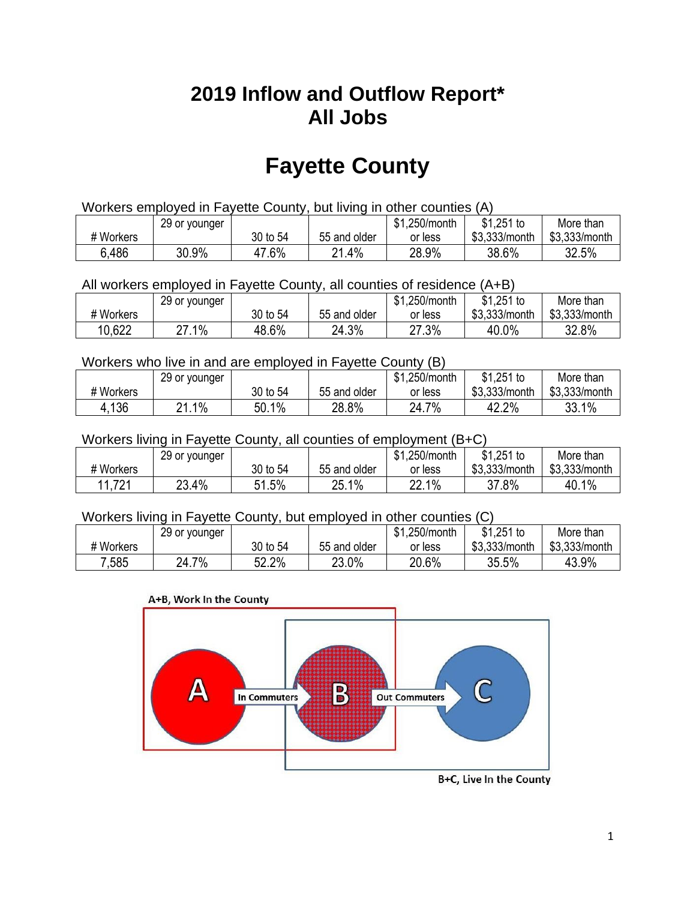# 2019 Inflow and Outflow Report*
# All Jobs

# Fayette County

Workers employed in Fayette County, but living in other counties (A)

| # Workers | 29 or younger | 30 to 54 | 55 and older | $1,250/month or less | $1,251 to $3,333/month | More than $3,333/month |
|---|---|---|---|---|---|---|
| 6,486 | 30.9% | 47.6% | 21.4% | 28.9% | 38.6% | 32.5% |

All workers employed in Fayette County, all counties of residence (A+B)

| # Workers | 29 or younger | 30 to 54 | 55 and older | $1,250/month or less | $1,251 to $3,333/month | More than $3,333/month |
|---|---|---|---|---|---|---|
| 10,622 | 27.1% | 48.6% | 24.3% | 27.3% | 40.0% | 32.8% |

Workers who live in and are employed in Fayette County (B)

| # Workers | 29 or younger | 30 to 54 | 55 and older | $1,250/month or less | $1,251 to $3,333/month | More than $3,333/month |
|---|---|---|---|---|---|---|
| 4,136 | 21.1% | 50.1% | 28.8% | 24.7% | 42.2% | 33.1% |

Workers living in Fayette County, all counties of employment (B+C)

| # Workers | 29 or younger | 30 to 54 | 55 and older | $1,250/month or less | $1,251 to $3,333/month | More than $3,333/month |
|---|---|---|---|---|---|---|
| 11,721 | 23.4% | 51.5% | 25.1% | 22.1% | 37.8% | 40.1% |

Workers living in Fayette County, but employed in other counties (C)

| # Workers | 29 or younger | 30 to 54 | 55 and older | $1,250/month or less | $1,251 to $3,333/month | More than $3,333/month |
|---|---|---|---|---|---|---|
| 7,585 | 24.7% | 52.2% | 23.0% | 20.6% | 35.5% | 43.9% |

A+B, Work In the County

A → In Commuters → B → Out Commuters → C

B+C, Live In the County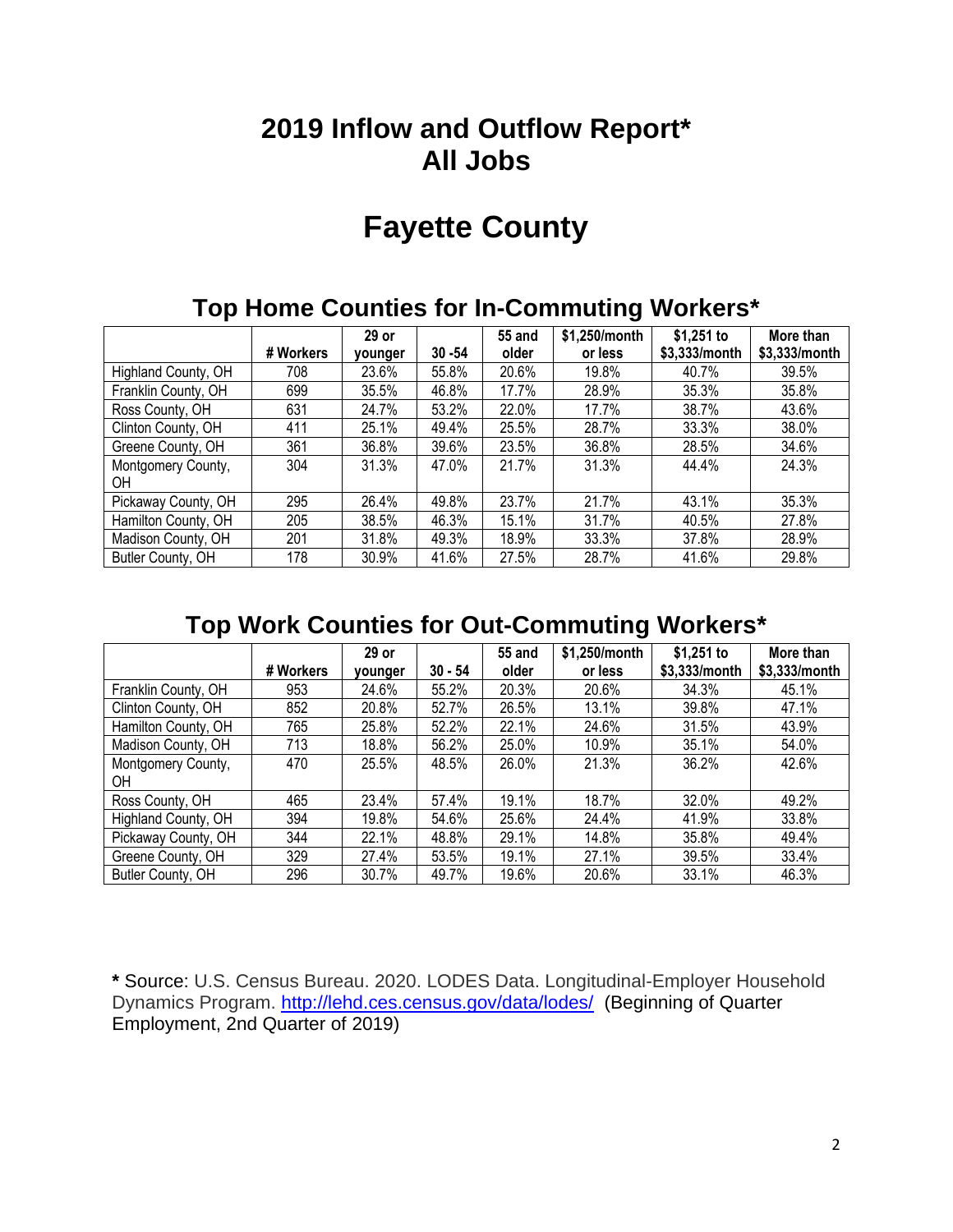# 2019 Inflow and Outflow Report* All Jobs

# Fayette County

## Top Home Counties for In-Commuting Workers*

| | # Workers | 29 or younger | 30 -54 | 55 and older | $1,250/month or less | $1,251 to $3,333/month | More than $3,333/month |
|---|---|---|---|---|---|---|---|
| Highland County, OH | 708 | 23.6% | 55.8% | 20.6% | 19.8% | 40.7% | 39.5% |
| Franklin County, OH | 699 | 35.5% | 46.8% | 17.7% | 28.9% | 35.3% | 35.8% |
| Ross County, OH | 631 | 24.7% | 53.2% | 22.0% | 17.7% | 38.7% | 43.6% |
| Clinton County, OH | 411 | 25.1% | 49.4% | 25.5% | 28.7% | 33.3% | 38.0% |
| Greene County, OH | 361 | 36.8% | 39.6% | 23.5% | 36.8% | 28.5% | 34.6% |
| Montgomery County, OH | 304 | 31.3% | 47.0% | 21.7% | 31.3% | 44.4% | 24.3% |
| Pickaway County, OH | 295 | 26.4% | 49.8% | 23.7% | 21.7% | 43.1% | 35.3% |
| Hamilton County, OH | 205 | 38.5% | 46.3% | 15.1% | 31.7% | 40.5% | 27.8% |
| Madison County, OH | 201 | 31.8% | 49.3% | 18.9% | 33.3% | 37.8% | 28.9% |
| Butler County, OH | 178 | 30.9% | 41.6% | 27.5% | 28.7% | 41.6% | 29.8% |

## Top Work Counties for Out-Commuting Workers*

| | # Workers | 29 or younger | 30 - 54 | 55 and older | $1,250/month or less | $1,251 to $3,333/month | More than $3,333/month |
|---|---|---|---|---|---|---|---|
| Franklin County, OH | 953 | 24.6% | 55.2% | 20.3% | 20.6% | 34.3% | 45.1% |
| Clinton County, OH | 852 | 20.8% | 52.7% | 26.5% | 13.1% | 39.8% | 47.1% |
| Hamilton County, OH | 765 | 25.8% | 52.2% | 22.1% | 24.6% | 31.5% | 43.9% |
| Madison County, OH | 713 | 18.8% | 56.2% | 25.0% | 10.9% | 35.1% | 54.0% |
| Montgomery County, OH | 470 | 25.5% | 48.5% | 26.0% | 21.3% | 36.2% | 42.6% |
| Ross County, OH | 465 | 23.4% | 57.4% | 19.1% | 18.7% | 32.0% | 49.2% |
| Highland County, OH | 394 | 19.8% | 54.6% | 25.6% | 24.4% | 41.9% | 33.8% |
| Pickaway County, OH | 344 | 22.1% | 48.8% | 29.1% | 14.8% | 35.8% | 49.4% |
| Greene County, OH | 329 | 27.4% | 53.5% | 19.1% | 27.1% | 39.5% | 33.4% |
| Butler County, OH | 296 | 30.7% | 49.7% | 19.6% | 20.6% | 33.1% | 46.3% |

**\*** Source: U.S. Census Bureau. 2020. LODES Data. Longitudinal-Employer Household Dynamics Program. http://lehd.ces.census.gov/data/lodes/ (Beginning of Quarter Employment, 2nd Quarter of 2019)